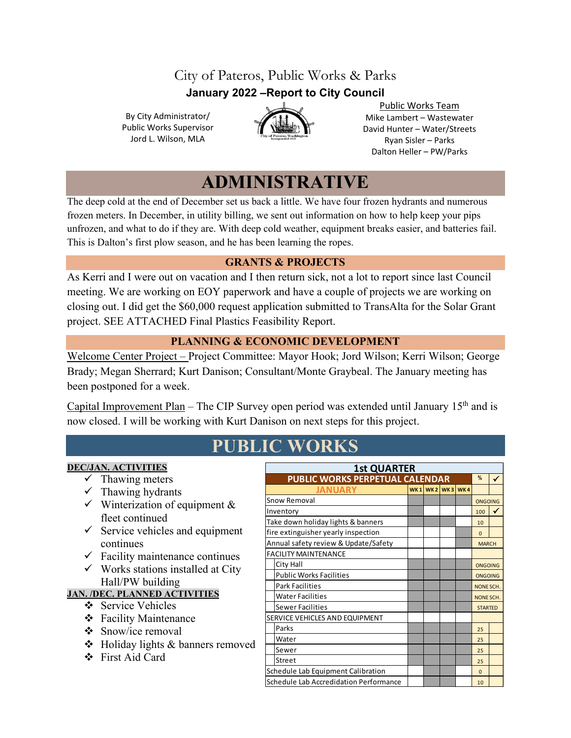# City of Pateros, Public Works & Parks

**January 2022 –Report to City Council**

By City Administrator/
Public Works Supervisor
Jord L. Wilson, MLA

Public Works Team
Mike Lambert – Wastewater
David Hunter – Water/Streets
Ryan Sisler – Parks
Dalton Heller – PW/Parks

## ADMINISTRATIVE

The deep cold at the end of December set us back a little. We have four frozen hydrants and numerous frozen meters. In December, in utility billing, we sent out information on how to help keep your pips unfrozen, and what to do if they are. With deep cold weather, equipment breaks easier, and batteries fail. This is Dalton's first plow season, and he has been learning the ropes.

### GRANTS & PROJECTS

As Kerri and I were out on vacation and I then return sick, not a lot to report since last Council meeting. We are working on EOY paperwork and have a couple of projects we are working on closing out. I did get the $60,000 request application submitted to TransAlta for the Solar Grant project. SEE ATTACHED Final Plastics Feasibility Report.

### PLANNING & ECONOMIC DEVELOPMENT

Welcome Center Project – Project Committee: Mayor Hook; Jord Wilson; Kerri Wilson; George Brady; Megan Sherrard; Kurt Danison; Consultant/Monte Graybeal. The January meeting has been postponed for a week.

Capital Improvement Plan – The CIP Survey open period was extended until January 15th and is now closed. I will be working with Kurt Danison on next steps for this project.

## PUBLIC WORKS

**DEC/JAN. ACTIVITIES**

- ✓ Thawing meters
- ✓ Thawing hydrants
- ✓ Winterization of equipment & fleet continued
- ✓ Service vehicles and equipment continues
- ✓ Facility maintenance continues
- ✓ Works stations installed at City Hall/PW building

**JAN. /DEC. PLANNED ACTIVITIES**

- ❖ Service Vehicles
- ❖ Facility Maintenance
- ❖ Snow/ice removal
- ❖ Holiday lights & banners removed
- ❖ First Aid Card

| 1st QUARTER | | | | | | |
|---|---|---|---|---|---|---|
| PUBLIC WORKS PERPETUAL CALENDAR | | | | | % | ✓ |
| JANUARY | WK 1 | WK 2 | WK 3 | WK 4 | | |
| Snow Removal | | | | | ONGOING | |
| Inventory | | | | | 100 | ✓ |
| Take down holiday lights & banners | | | | | 10 | |
| fire extinguisher yearly inspection | | | | | 0 | |
| Annual safety review & Update/Safety | | | | | MARCH | |
| FACILITY MAINTENANCE | | | | | | |
| City Hall | | | | | ONGOING | |
| Public Works Facilities | | | | | ONGOING | |
| Park Facilities | | | | | NONE SCH. | |
| Water Facilities | | | | | NONE SCH. | |
| Sewer Facilities | | | | | STARTED | |
| SERVICE VEHICLES AND EQUIPMENT | | | | | | |
| Parks | | | | | 25 | |
| Water | | | | | 25 | |
| Sewer | | | | | 25 | |
| Street | | | | | 25 | |
| Schedule Lab Equipment Calibration | | | | | 0 | |
| Schedule Lab Accredidation Performance | | | | | 10 | |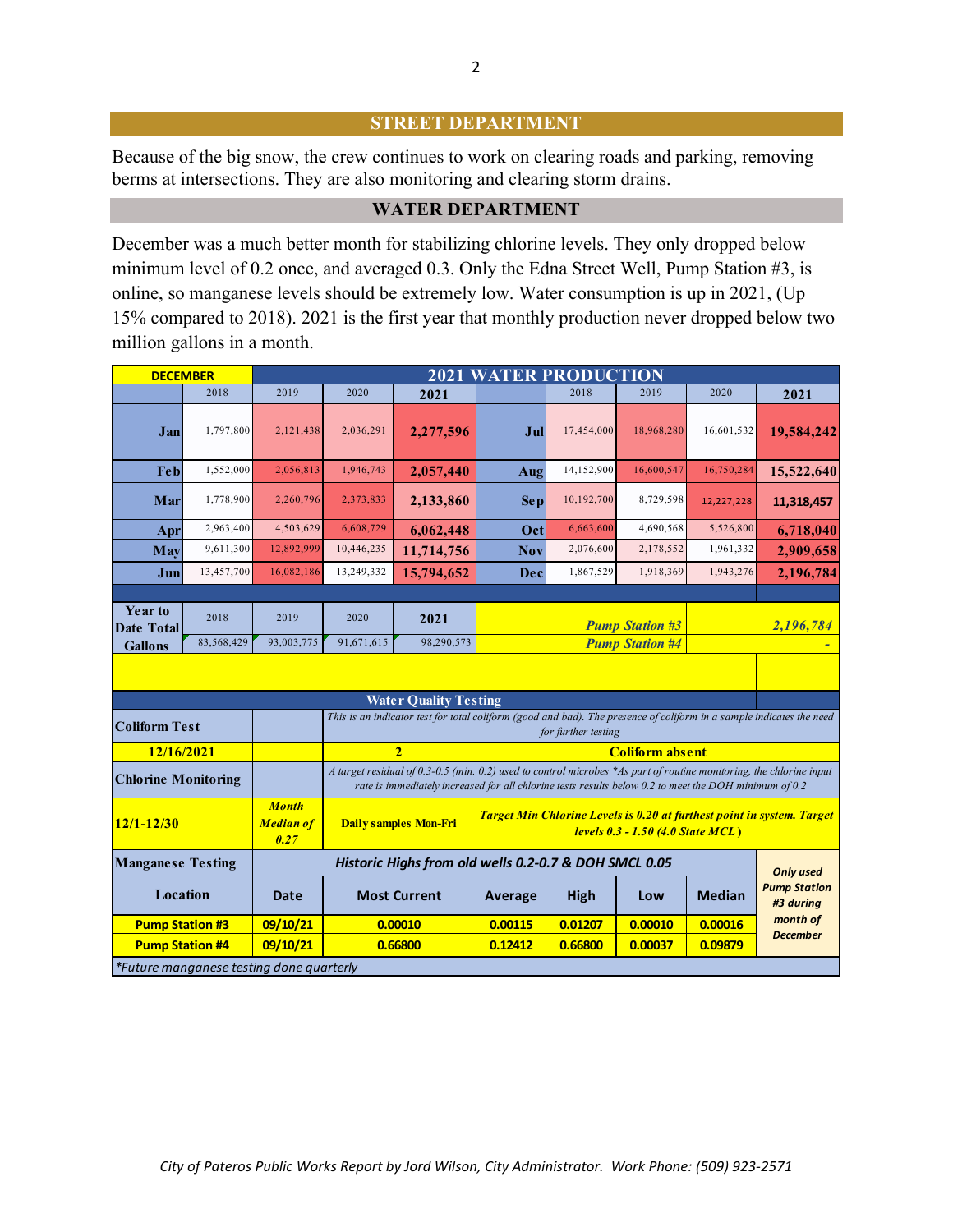## STREET DEPARTMENT

Because of the big snow, the crew continues to work on clearing roads and parking, removing berms at intersections. They are also monitoring and clearing storm drains.

## WATER DEPARTMENT

December was a much better month for stabilizing chlorine levels. They only dropped below minimum level of 0.2 once, and averaged 0.3. Only the Edna Street Well, Pump Station #3, is online, so manganese levels should be extremely low. Water consumption is up in 2021, (Up 15% compared to 2018). 2021 is the first year that monthly production never dropped below two million gallons in a month.

| DECEMBER | 2021 WATER PRODUCTION | | | | | | | | |
|---|---|---|---|---|---|---|---|---|---|
| | 2018 | 2019 | 2020 | **2021** | | 2018 | 2019 | 2020 | **2021** |
| **Jan** | 1,797,800 | 2,121,438 | 2,036,291 | **2,277,596** | **Jul** | 17,454,000 | 18,968,280 | 16,601,532 | **19,584,242** |
| **Feb** | 1,552,000 | 2,056,813 | 1,946,743 | **2,057,440** | **Aug** | 14,152,900 | 16,600,547 | 16,750,284 | **15,522,640** |
| **Mar** | 1,778,900 | 2,260,796 | 2,373,833 | **2,133,860** | **Sep** | 10,192,700 | 8,729,598 | 12,227,228 | **11,318,457** |
| **Apr** | 2,963,400 | 4,503,629 | 6,608,729 | **6,062,448** | **Oct** | 6,663,600 | 4,690,568 | 5,526,800 | **6,718,040** |
| **May** | 9,611,300 | 12,892,999 | 10,446,235 | **11,714,756** | **Nov** | 2,076,600 | 2,178,552 | 1,961,332 | **2,909,658** |
| **Jun** | 13,457,700 | 16,082,186 | 13,249,332 | **15,794,652** | **Dec** | 1,867,529 | 1,918,369 | 1,943,276 | **2,196,784** |

| Year to Date Total Gallons | 2018 | 2019 | 2020 | 2021 | | |
|---|---|---|---|---|---|---|
| | 83,568,429 | 93,003,775 | 91,671,615 | 98,290,573 | *Pump Station #3* | *2,196,784* |
| | | | | | *Pump Station #4* | *-* |

**Water Quality Testing**

| Coliform Test | | *This is an indicator test for total coliform (good and bad). The presence of coliform in a sample indicates the need for further testing* | |
|---|---|---|---|
| **12/16/2021** | | **2** | **Coliform absent** |
| **Chlorine Monitoring** | | *A target residual of 0.3-0.5 (min. 0.2) used to control microbes *As part of routine monitoring, the chlorine input rate is immediately increased for all chlorine tests results below 0.2 to meet the DOH minimum of 0.2* | |
| **12/1-12/30** | ***Month Median of 0.27*** | **Daily samples Mon-Fri** | ***Target Min Chlorine Levels is 0.20 at furthest point in system. Target levels 0.3 - 1.50 (4.0 State MCL)*** |

| Manganese Testing | *Historic Highs from old wells 0.2-0.7 & DOH SMCL 0.05* | | | | | | *Only used Pump Station #3 during month of December* |
|---|---|---|---|---|---|---|---|
| **Location** | **Date** | **Most Current** | **Average** | **High** | **Low** | **Median** | |
| **Pump Station #3** | **09/10/21** | **0.00010** | **0.00115** | **0.01207** | **0.00010** | **0.00016** | |
| **Pump Station #4** | **09/10/21** | **0.66800** | **0.12412** | **0.66800** | **0.00037** | **0.09879** | |

*\*Future manganese testing done quarterly*

*City of Pateros Public Works Report by Jord Wilson, City Administrator. Work Phone: (509) 923-2571*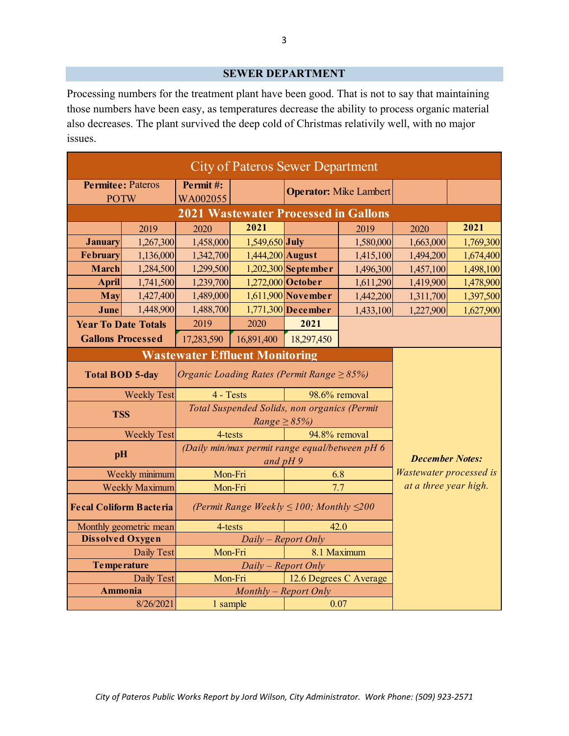## SEWER DEPARTMENT

Processing numbers for the treatment plant have been good. That is not to say that maintaining those numbers have been easy, as temperatures decrease the ability to process organic material also decreases. The plant survived the deep cold of Christmas relativily well, with no major issues.

| City of Pateros Sewer Department | | | | | | | |
|---|---|---|---|---|---|---|---|
| **Permitee:** Pateros POTW | | **Permit #:** WA002055 | | **Operator:** Mike Lambert | | | |
| **2021 Wastewater Processed in Gallons** | | | | | | | |
| | 2019 | 2020 | **2021** | | 2019 | 2020 | **2021** |
| **January** | 1,267,300 | 1,458,000 | 1,549,650 | **July** | 1,580,000 | 1,663,000 | 1,769,300 |
| **February** | 1,136,000 | 1,342,700 | 1,444,200 | **August** | 1,415,100 | 1,494,200 | 1,674,400 |
| **March** | 1,284,500 | 1,299,500 | 1,202,300 | **September** | 1,496,300 | 1,457,100 | 1,498,100 |
| **April** | 1,741,500 | 1,239,700 | 1,272,000 | **October** | 1,611,290 | 1,419,900 | 1,478,900 |
| **May** | 1,427,400 | 1,489,000 | 1,611,900 | **November** | 1,442,200 | 1,311,700 | 1,397,500 |
| **June** | 1,448,900 | 1,488,700 | 1,771,300 | **December** | 1,433,100 | 1,227,900 | 1,627,900 |
| **Year To Date Totals Gallons Processed** | | 2019 | 2020 | **2021** | | | |
| | | 17,283,590 | 16,891,400 | 18,297,450 | | | |

| **Wastewater Effluent Monitoring** | | | **December Notes:** *Wastewater processed is at a three year high.* |
|---|---|---|---|
| **Total BOD 5-day** | *Organic Loading Rates (Permit Range ≥ 85%)* | | |
| Weekly Test | 4 - Tests | 98.6% removal | |
| **TSS** | *Total Suspended Solids, non organics (Permit Range ≥ 85%)* | | |
| Weekly Test | 4-tests | 94.8% removal | |
| **pH** | *(Daily min/max permit range equal/between pH 6 and pH 9* | | |
| Weekly minimum | Mon-Fri | 6.8 | |
| Weekly Maximum | Mon-Fri | 7.7 | |
| **Fecal Coliform Bacteria** | *(Permit Range Weekly ≤ 100; Monthly ≤200* | | |
| Monthly geometric mean | 4-tests | 42.0 | |
| **Dissolved Oxygen** | *Daily – Report Only* | | |
| Daily Test | Mon-Fri | 8.1 Maximum | |
| **Temperature** | *Daily – Report Only* | | |
| Daily Test | Mon-Fri | 12.6 Degrees C Average | |
| **Ammonia** | *Monthly – Report Only* | | |
| 8/26/2021 | 1 sample | 0.07 | |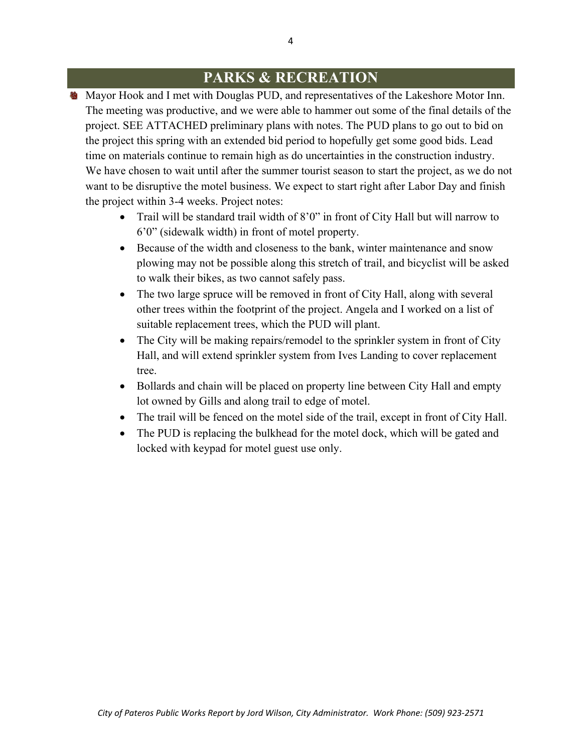## PARKS & RECREATION

- Mayor Hook and I met with Douglas PUD, and representatives of the Lakeshore Motor Inn. The meeting was productive, and we were able to hammer out some of the final details of the project. SEE ATTACHED preliminary plans with notes. The PUD plans to go out to bid on the project this spring with an extended bid period to hopefully get some good bids. Lead time on materials continue to remain high as do uncertainties in the construction industry. We have chosen to wait until after the summer tourist season to start the project, as we do not want to be disruptive the motel business. We expect to start right after Labor Day and finish the project within 3-4 weeks. Project notes:
    - Trail will be standard trail width of 8'0" in front of City Hall but will narrow to 6'0" (sidewalk width) in front of motel property.
    - Because of the width and closeness to the bank, winter maintenance and snow plowing may not be possible along this stretch of trail, and bicyclist will be asked to walk their bikes, as two cannot safely pass.
    - The two large spruce will be removed in front of City Hall, along with several other trees within the footprint of the project. Angela and I worked on a list of suitable replacement trees, which the PUD will plant.
    - The City will be making repairs/remodel to the sprinkler system in front of City Hall, and will extend sprinkler system from Ives Landing to cover replacement tree.
    - Bollards and chain will be placed on property line between City Hall and empty lot owned by Gills and along trail to edge of motel.
    - The trail will be fenced on the motel side of the trail, except in front of City Hall.
    - The PUD is replacing the bulkhead for the motel dock, which will be gated and locked with keypad for motel guest use only.